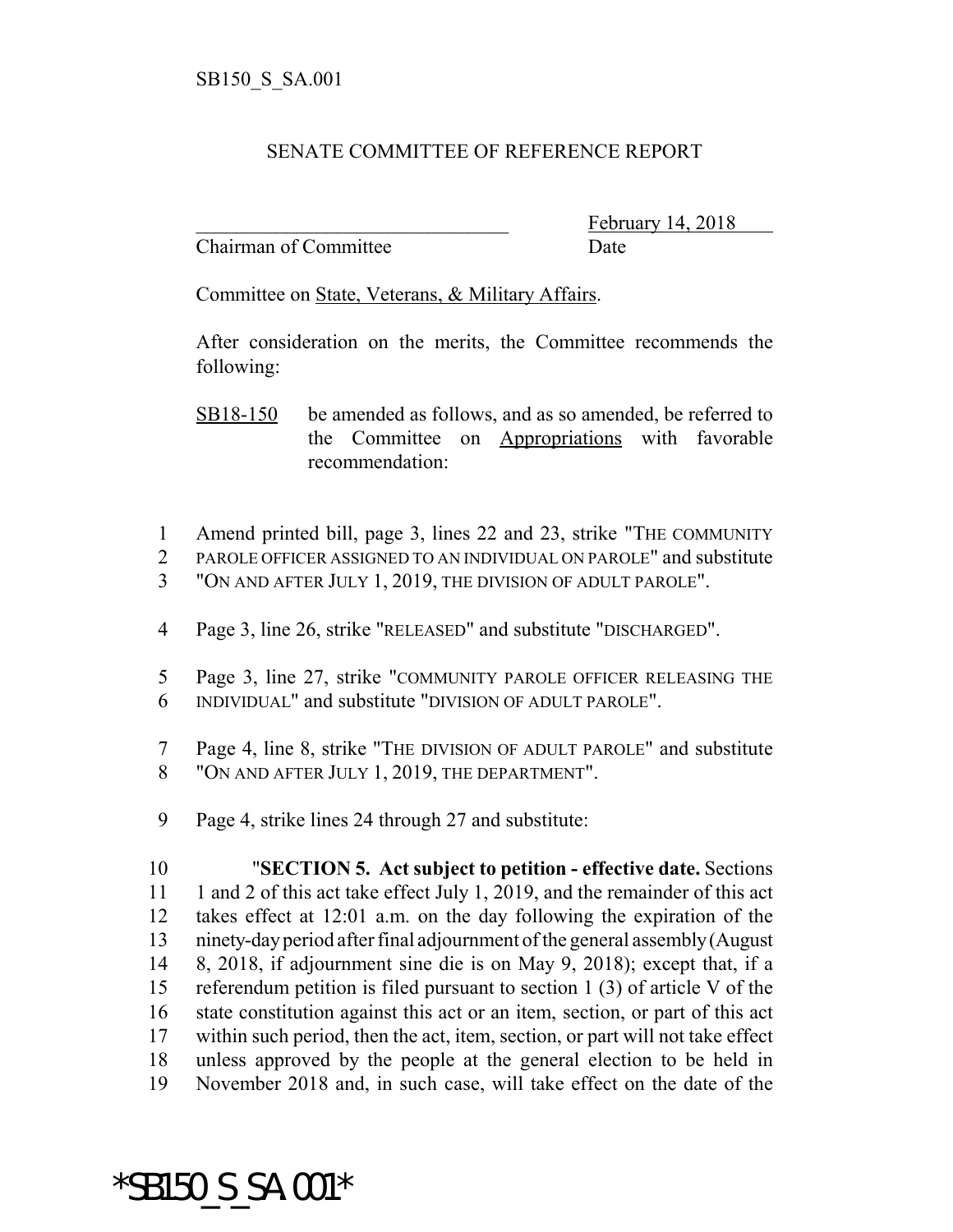SB150_S_SA.001

## SENATE COMMITTEE OF REFERENCE REPORT

_______________________________ February 14, 2018
Chairman of Committee Date

Committee on State, Veterans, & Military Affairs.

After consideration on the merits, the Committee recommends the following:

SB18-150 be amended as follows, and as so amended, be referred to the Committee on Appropriations with favorable recommendation:

1 Amend printed bill, page 3, lines 22 and 23, strike "THE COMMUNITY
2 PAROLE OFFICER ASSIGNED TO AN INDIVIDUAL ON PAROLE" and substitute
3 "ON AND AFTER JULY 1, 2019, THE DIVISION OF ADULT PAROLE".

4 Page 3, line 26, strike "RELEASED" and substitute "DISCHARGED".

5 Page 3, line 27, strike "COMMUNITY PAROLE OFFICER RELEASING THE
6 INDIVIDUAL" and substitute "DIVISION OF ADULT PAROLE".

7 Page 4, line 8, strike "THE DIVISION OF ADULT PAROLE" and substitute
8 "ON AND AFTER JULY 1, 2019, THE DEPARTMENT".

9 Page 4, strike lines 24 through 27 and substitute:

10 "**SECTION 5. Act subject to petition - effective date.** Sections
11 1 and 2 of this act take effect July 1, 2019, and the remainder of this act
12 takes effect at 12:01 a.m. on the day following the expiration of the
13 ninety-day period after final adjournment of the general assembly (August
14 8, 2018, if adjournment sine die is on May 9, 2018); except that, if a
15 referendum petition is filed pursuant to section 1 (3) of article V of the
16 state constitution against this act or an item, section, or part of this act
17 within such period, then the act, item, section, or part will not take effect
18 unless approved by the people at the general election to be held in
19 November 2018 and, in such case, will take effect on the date of the

*SB150_S_SA.001*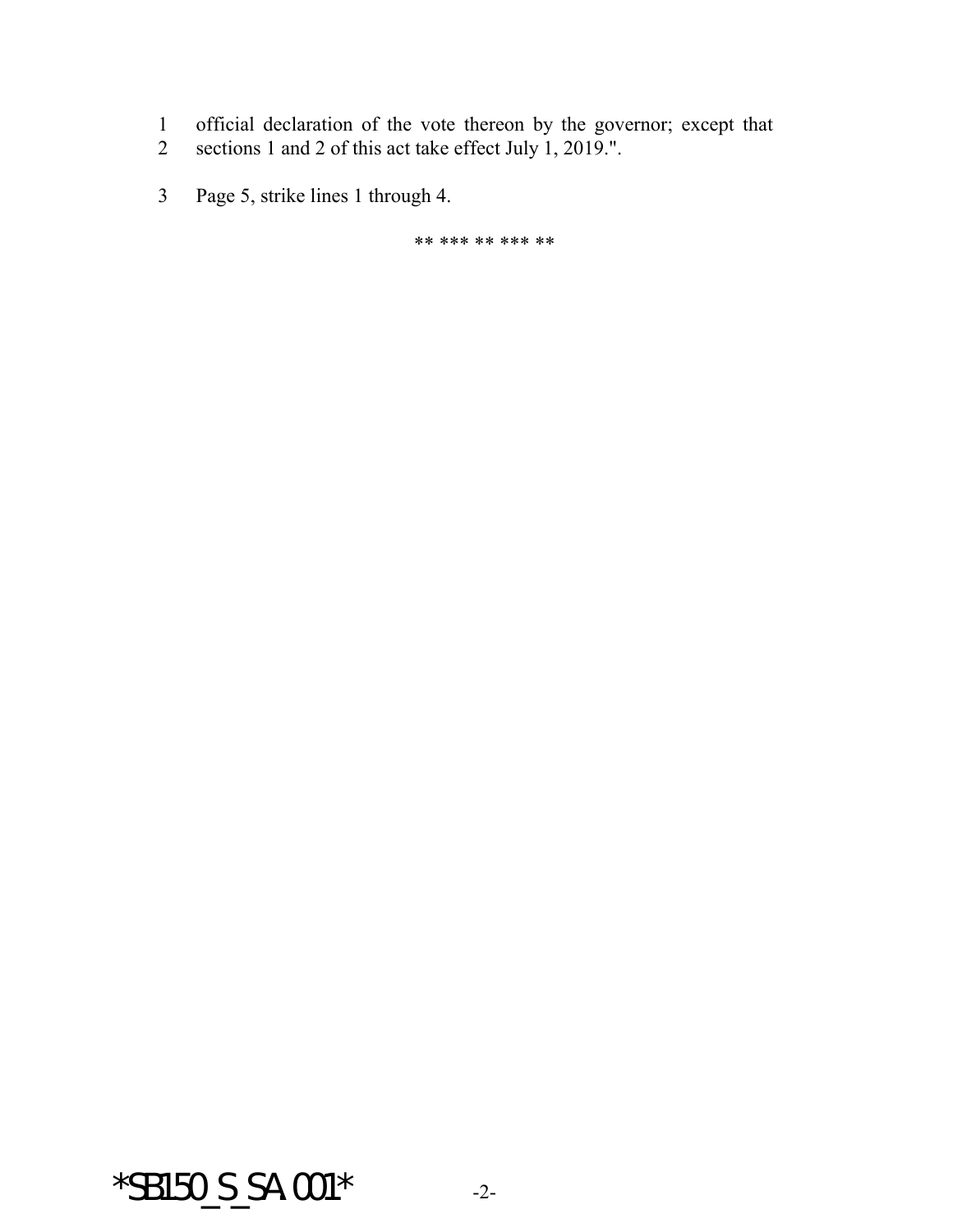1 official declaration of the vote thereon by the governor; except that
2 sections 1 and 2 of this act take effect July 1, 2019.".

3 Page 5, strike lines 1 through 4.

** *** ** *** **